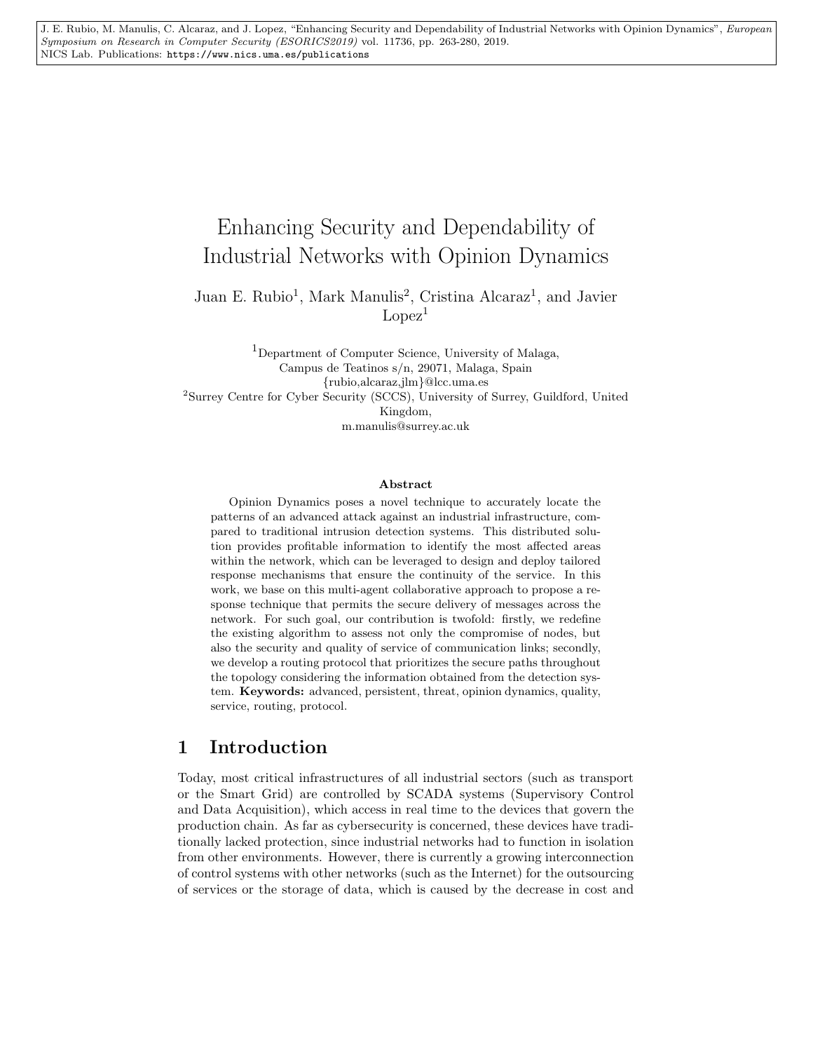J. E. Rubio, M. Manulis, C. Alcaraz, and J. Lopez, "Enhancing Security and Dependability of Industrial Networks with Opinion Dynamics", *European Symposium on Research in Computer Security (ESORICS2019)* vol. 11736, pp. 263-280, 2019.
NICS Lab. Publications: https://www.nics.uma.es/publications

# Enhancing Security and Dependability of Industrial Networks with Opinion Dynamics

Juan E. Rubio[1], Mark Manulis[2], Cristina Alcaraz[1], and Javier Lopez[1]

[1]Department of Computer Science, University of Malaga, Campus de Teatinos s/n, 29071, Malaga, Spain
{rubio,alcaraz,jlm}@lcc.uma.es

[2]Surrey Centre for Cyber Security (SCCS), University of Surrey, Guildford, United Kingdom,
m.manulis@surrey.ac.uk

### Abstract

Opinion Dynamics poses a novel technique to accurately locate the patterns of an advanced attack against an industrial infrastructure, compared to traditional intrusion detection systems. This distributed solution provides profitable information to identify the most affected areas within the network, which can be leveraged to design and deploy tailored response mechanisms that ensure the continuity of the service. In this work, we base on this multi-agent collaborative approach to propose a response technique that permits the secure delivery of messages across the network. For such goal, our contribution is twofold: firstly, we redefine the existing algorithm to assess not only the compromise of nodes, but also the security and quality of service of communication links; secondly, we develop a routing protocol that prioritizes the secure paths throughout the topology considering the information obtained from the detection system. **Keywords:** advanced, persistent, threat, opinion dynamics, quality, service, routing, protocol.

## 1 Introduction

Today, most critical infrastructures of all industrial sectors (such as transport or the Smart Grid) are controlled by SCADA systems (Supervisory Control and Data Acquisition), which access in real time to the devices that govern the production chain. As far as cybersecurity is concerned, these devices have traditionally lacked protection, since industrial networks had to function in isolation from other environments. However, there is currently a growing interconnection of control systems with other networks (such as the Internet) for the outsourcing of services or the storage of data, which is caused by the decrease in cost and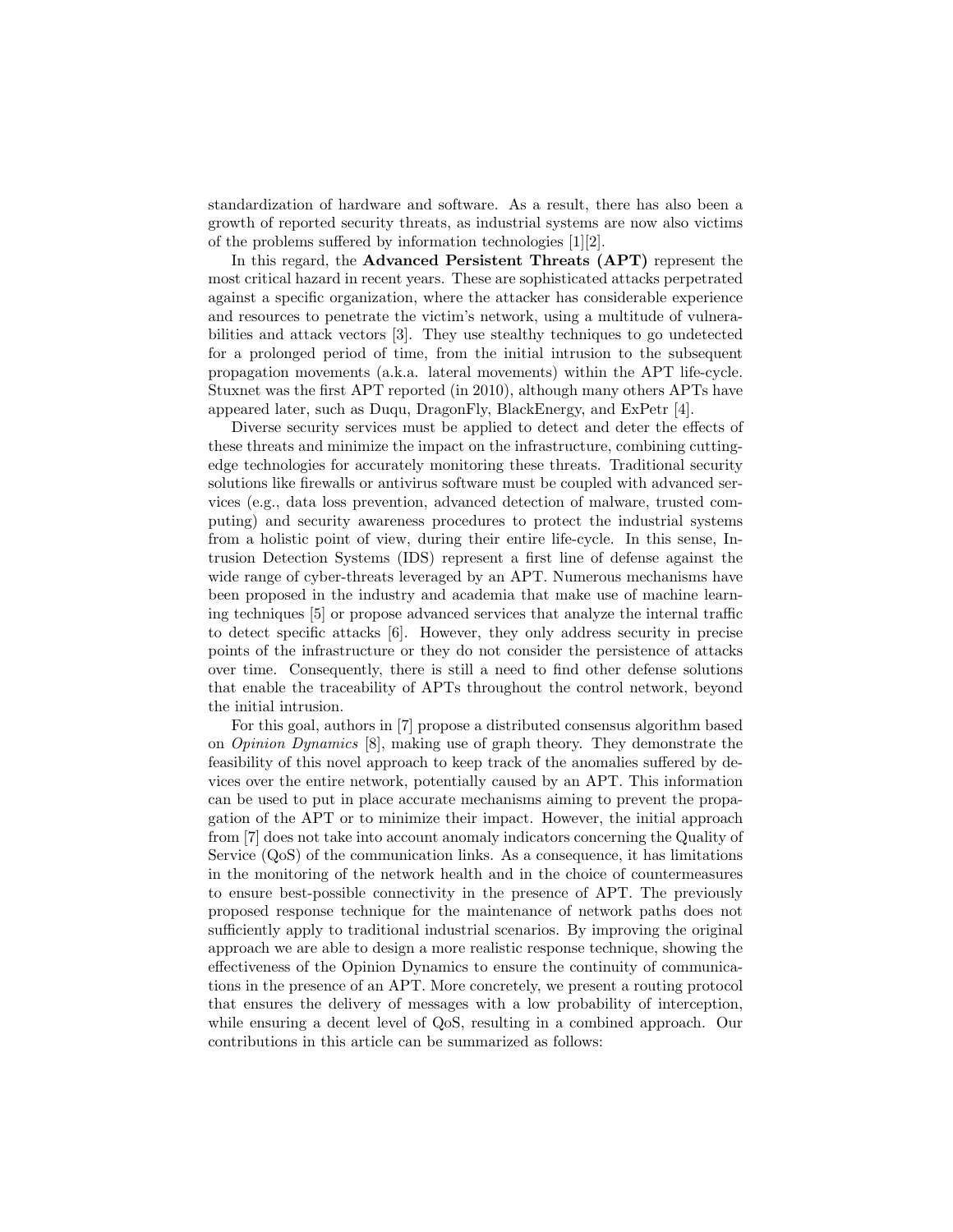standardization of hardware and software. As a result, there has also been a growth of reported security threats, as industrial systems are now also victims of the problems suffered by information technologies [1][2].

In this regard, the **Advanced Persistent Threats (APT)** represent the most critical hazard in recent years. These are sophisticated attacks perpetrated against a specific organization, where the attacker has considerable experience and resources to penetrate the victim's network, using a multitude of vulnerabilities and attack vectors [3]. They use stealthy techniques to go undetected for a prolonged period of time, from the initial intrusion to the subsequent propagation movements (a.k.a. lateral movements) within the APT life-cycle. Stuxnet was the first APT reported (in 2010), although many others APTs have appeared later, such as Duqu, DragonFly, BlackEnergy, and ExPetr [4].

Diverse security services must be applied to detect and deter the effects of these threats and minimize the impact on the infrastructure, combining cutting-edge technologies for accurately monitoring these threats. Traditional security solutions like firewalls or antivirus software must be coupled with advanced services (e.g., data loss prevention, advanced detection of malware, trusted computing) and security awareness procedures to protect the industrial systems from a holistic point of view, during their entire life-cycle. In this sense, Intrusion Detection Systems (IDS) represent a first line of defense against the wide range of cyber-threats leveraged by an APT. Numerous mechanisms have been proposed in the industry and academia that make use of machine learning techniques [5] or propose advanced services that analyze the internal traffic to detect specific attacks [6]. However, they only address security in precise points of the infrastructure or they do not consider the persistence of attacks over time. Consequently, there is still a need to find other defense solutions that enable the traceability of APTs throughout the control network, beyond the initial intrusion.

For this goal, authors in [7] propose a distributed consensus algorithm based on *Opinion Dynamics* [8], making use of graph theory. They demonstrate the feasibility of this novel approach to keep track of the anomalies suffered by devices over the entire network, potentially caused by an APT. This information can be used to put in place accurate mechanisms aiming to prevent the propagation of the APT or to minimize their impact. However, the initial approach from [7] does not take into account anomaly indicators concerning the Quality of Service (QoS) of the communication links. As a consequence, it has limitations in the monitoring of the network health and in the choice of countermeasures to ensure best-possible connectivity in the presence of APT. The previously proposed response technique for the maintenance of network paths does not sufficiently apply to traditional industrial scenarios. By improving the original approach we are able to design a more realistic response technique, showing the effectiveness of the Opinion Dynamics to ensure the continuity of communications in the presence of an APT. More concretely, we present a routing protocol that ensures the delivery of messages with a low probability of interception, while ensuring a decent level of QoS, resulting in a combined approach. Our contributions in this article can be summarized as follows: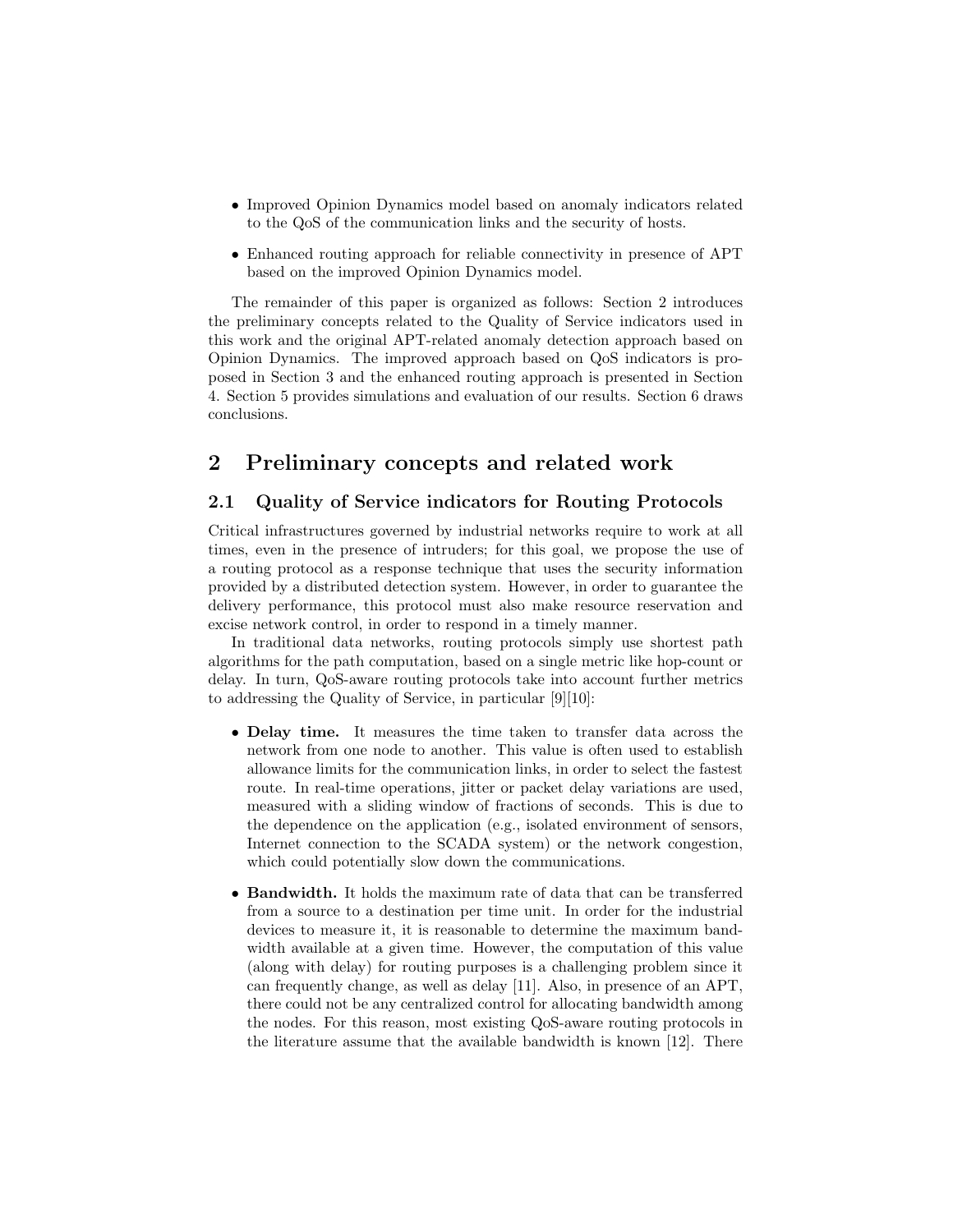- Improved Opinion Dynamics model based on anomaly indicators related to the QoS of the communication links and the security of hosts.
- Enhanced routing approach for reliable connectivity in presence of APT based on the improved Opinion Dynamics model.

The remainder of this paper is organized as follows: Section 2 introduces the preliminary concepts related to the Quality of Service indicators used in this work and the original APT-related anomaly detection approach based on Opinion Dynamics. The improved approach based on QoS indicators is proposed in Section 3 and the enhanced routing approach is presented in Section 4. Section 5 provides simulations and evaluation of our results. Section 6 draws conclusions.

## 2 Preliminary concepts and related work

### 2.1 Quality of Service indicators for Routing Protocols

Critical infrastructures governed by industrial networks require to work at all times, even in the presence of intruders; for this goal, we propose the use of a routing protocol as a response technique that uses the security information provided by a distributed detection system. However, in order to guarantee the delivery performance, this protocol must also make resource reservation and excise network control, in order to respond in a timely manner.

In traditional data networks, routing protocols simply use shortest path algorithms for the path computation, based on a single metric like hop-count or delay. In turn, QoS-aware routing protocols take into account further metrics to addressing the Quality of Service, in particular [9][10]:

- **Delay time.** It measures the time taken to transfer data across the network from one node to another. This value is often used to establish allowance limits for the communication links, in order to select the fastest route. In real-time operations, jitter or packet delay variations are used, measured with a sliding window of fractions of seconds. This is due to the dependence on the application (e.g., isolated environment of sensors, Internet connection to the SCADA system) or the network congestion, which could potentially slow down the communications.
- **Bandwidth.** It holds the maximum rate of data that can be transferred from a source to a destination per time unit. In order for the industrial devices to measure it, it is reasonable to determine the maximum bandwidth available at a given time. However, the computation of this value (along with delay) for routing purposes is a challenging problem since it can frequently change, as well as delay [11]. Also, in presence of an APT, there could not be any centralized control for allocating bandwidth among the nodes. For this reason, most existing QoS-aware routing protocols in the literature assume that the available bandwidth is known [12]. There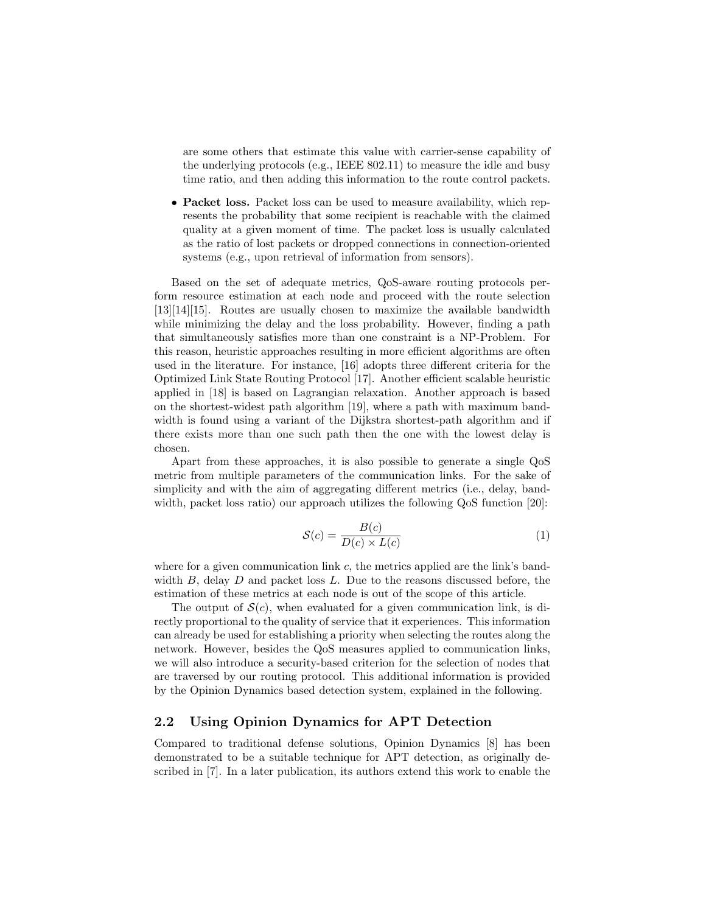are some others that estimate this value with carrier-sense capability of the underlying protocols (e.g., IEEE 802.11) to measure the idle and busy time ratio, and then adding this information to the route control packets.

- **Packet loss.** Packet loss can be used to measure availability, which represents the probability that some recipient is reachable with the claimed quality at a given moment of time. The packet loss is usually calculated as the ratio of lost packets or dropped connections in connection-oriented systems (e.g., upon retrieval of information from sensors).

Based on the set of adequate metrics, QoS-aware routing protocols perform resource estimation at each node and proceed with the route selection [13][14][15]. Routes are usually chosen to maximize the available bandwidth while minimizing the delay and the loss probability. However, finding a path that simultaneously satisfies more than one constraint is a NP-Problem. For this reason, heuristic approaches resulting in more efficient algorithms are often used in the literature. For instance, [16] adopts three different criteria for the Optimized Link State Routing Protocol [17]. Another efficient scalable heuristic applied in [18] is based on Lagrangian relaxation. Another approach is based on the shortest-widest path algorithm [19], where a path with maximum bandwidth is found using a variant of the Dijkstra shortest-path algorithm and if there exists more than one such path then the one with the lowest delay is chosen.

Apart from these approaches, it is also possible to generate a single QoS metric from multiple parameters of the communication links. For the sake of simplicity and with the aim of aggregating different metrics (i.e., delay, bandwidth, packet loss ratio) our approach utilizes the following QoS function [20]:

$$\mathcal{S}(c) = \frac{B(c)}{D(c) \times L(c)} \tag{1}$$

where for a given communication link $c$, the metrics applied are the link's bandwidth $B$, delay $D$ and packet loss $L$. Due to the reasons discussed before, the estimation of these metrics at each node is out of the scope of this article.

The output of $\mathcal{S}(c)$, when evaluated for a given communication link, is directly proportional to the quality of service that it experiences. This information can already be used for establishing a priority when selecting the routes along the network. However, besides the QoS measures applied to communication links, we will also introduce a security-based criterion for the selection of nodes that are traversed by our routing protocol. This additional information is provided by the Opinion Dynamics based detection system, explained in the following.

## 2.2 Using Opinion Dynamics for APT Detection

Compared to traditional defense solutions, Opinion Dynamics [8] has been demonstrated to be a suitable technique for APT detection, as originally described in [7]. In a later publication, its authors extend this work to enable the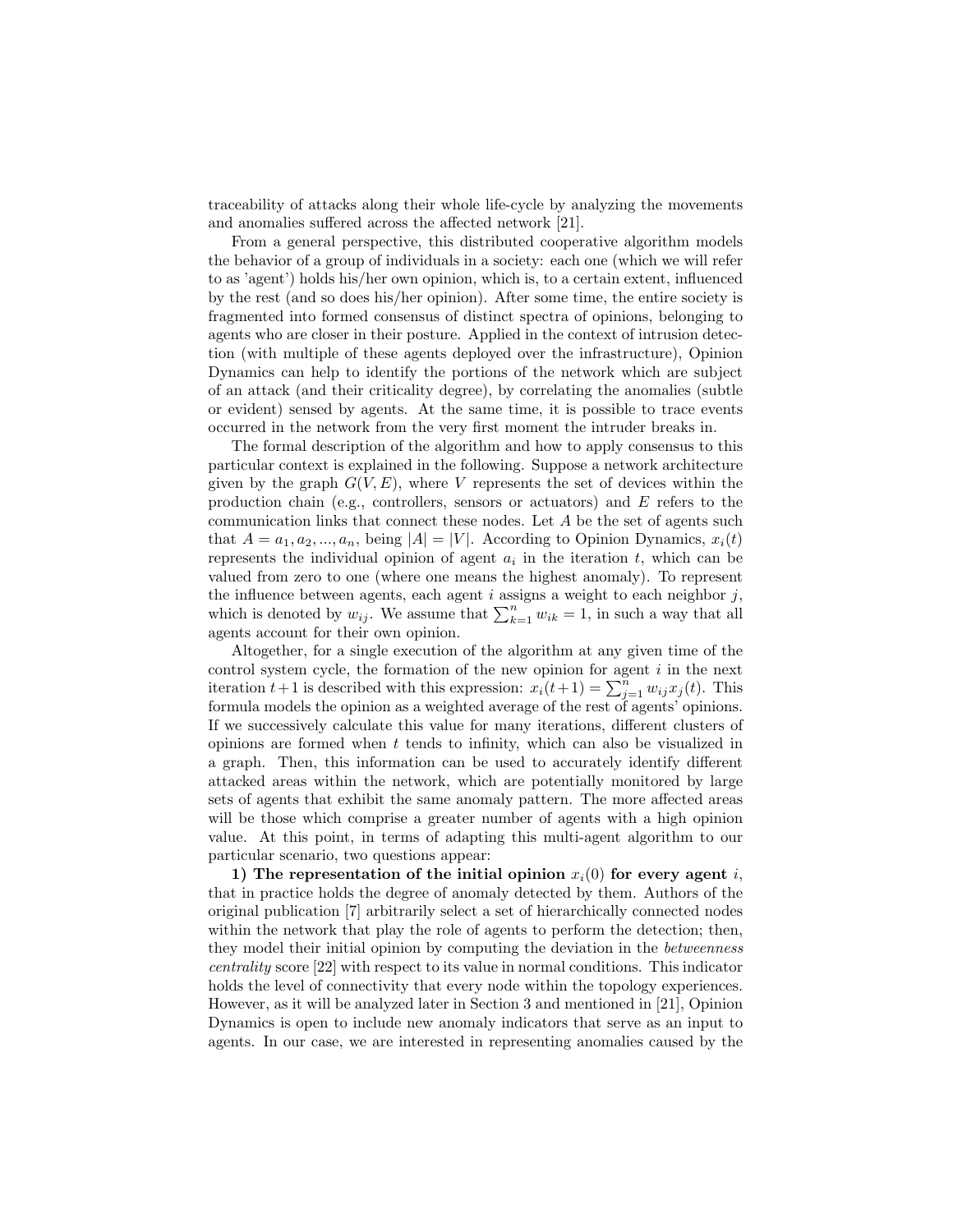traceability of attacks along their whole life-cycle by analyzing the movements and anomalies suffered across the affected network [21].

From a general perspective, this distributed cooperative algorithm models the behavior of a group of individuals in a society: each one (which we will refer to as 'agent') holds his/her own opinion, which is, to a certain extent, influenced by the rest (and so does his/her opinion). After some time, the entire society is fragmented into formed consensus of distinct spectra of opinions, belonging to agents who are closer in their posture. Applied in the context of intrusion detection (with multiple of these agents deployed over the infrastructure), Opinion Dynamics can help to identify the portions of the network which are subject of an attack (and their criticality degree), by correlating the anomalies (subtle or evident) sensed by agents. At the same time, it is possible to trace events occurred in the network from the very first moment the intruder breaks in.

The formal description of the algorithm and how to apply consensus to this particular context is explained in the following. Suppose a network architecture given by the graph $G(V, E)$, where $V$ represents the set of devices within the production chain (e.g., controllers, sensors or actuators) and $E$ refers to the communication links that connect these nodes. Let $A$ be the set of agents such that $A = a_1, a_2, ..., a_n$, being $|A| = |V|$. According to Opinion Dynamics, $x_i(t)$ represents the individual opinion of agent $a_i$ in the iteration $t$, which can be valued from zero to one (where one means the highest anomaly). To represent the influence between agents, each agent $i$ assigns a weight to each neighbor $j$, which is denoted by $w_{ij}$. We assume that $\sum_{k=1}^{n} w_{ik} = 1$, in such a way that all agents account for their own opinion.

Altogether, for a single execution of the algorithm at any given time of the control system cycle, the formation of the new opinion for agent $i$ in the next iteration $t+1$ is described with this expression: $x_i(t+1) = \sum_{j=1}^{n} w_{ij} x_j(t)$. This formula models the opinion as a weighted average of the rest of agents' opinions. If we successively calculate this value for many iterations, different clusters of opinions are formed when $t$ tends to infinity, which can also be visualized in a graph. Then, this information can be used to accurately identify different attacked areas within the network, which are potentially monitored by large sets of agents that exhibit the same anomaly pattern. The more affected areas will be those which comprise a greater number of agents with a high opinion value. At this point, in terms of adapting this multi-agent algorithm to our particular scenario, two questions appear:

**1) The representation of the initial opinion $x_i(0)$ for every agent $i$**, that in practice holds the degree of anomaly detected by them. Authors of the original publication [7] arbitrarily select a set of hierarchically connected nodes within the network that play the role of agents to perform the detection; then, they model their initial opinion by computing the deviation in the *betweenness centrality* score [22] with respect to its value in normal conditions. This indicator holds the level of connectivity that every node within the topology experiences. However, as it will be analyzed later in Section 3 and mentioned in [21], Opinion Dynamics is open to include new anomaly indicators that serve as an input to agents. In our case, we are interested in representing anomalies caused by the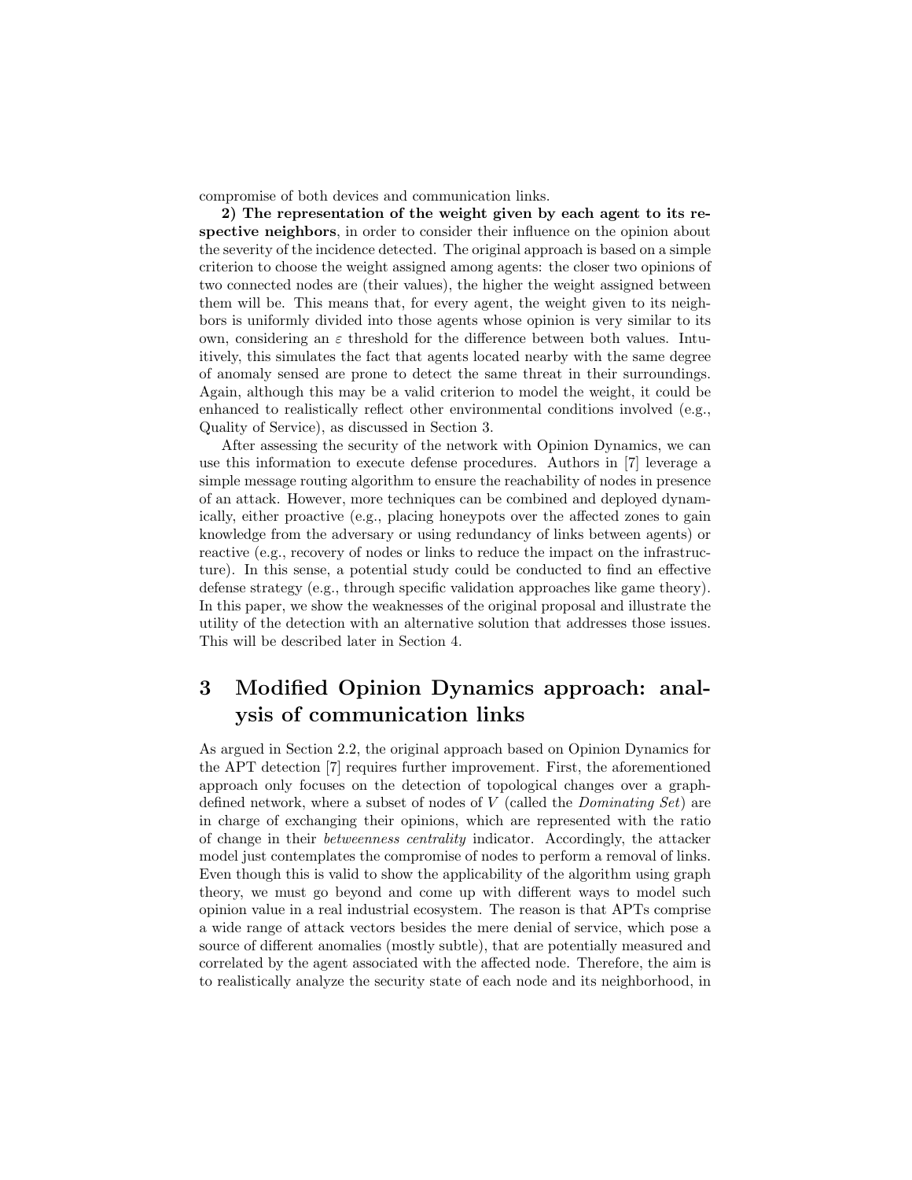compromise of both devices and communication links.

**2) The representation of the weight given by each agent to its respective neighbors**, in order to consider their influence on the opinion about the severity of the incidence detected. The original approach is based on a simple criterion to choose the weight assigned among agents: the closer two opinions of two connected nodes are (their values), the higher the weight assigned between them will be. This means that, for every agent, the weight given to its neighbors is uniformly divided into those agents whose opinion is very similar to its own, considering an $\varepsilon$ threshold for the difference between both values. Intuitively, this simulates the fact that agents located nearby with the same degree of anomaly sensed are prone to detect the same threat in their surroundings. Again, although this may be a valid criterion to model the weight, it could be enhanced to realistically reflect other environmental conditions involved (e.g., Quality of Service), as discussed in Section 3.

After assessing the security of the network with Opinion Dynamics, we can use this information to execute defense procedures. Authors in [7] leverage a simple message routing algorithm to ensure the reachability of nodes in presence of an attack. However, more techniques can be combined and deployed dynamically, either proactive (e.g., placing honeypots over the affected zones to gain knowledge from the adversary or using redundancy of links between agents) or reactive (e.g., recovery of nodes or links to reduce the impact on the infrastructure). In this sense, a potential study could be conducted to find an effective defense strategy (e.g., through specific validation approaches like game theory). In this paper, we show the weaknesses of the original proposal and illustrate the utility of the detection with an alternative solution that addresses those issues. This will be described later in Section 4.

# 3 Modified Opinion Dynamics approach: analysis of communication links

As argued in Section 2.2, the original approach based on Opinion Dynamics for the APT detection [7] requires further improvement. First, the aforementioned approach only focuses on the detection of topological changes over a graph-defined network, where a subset of nodes of $V$ (called the *Dominating Set*) are in charge of exchanging their opinions, which are represented with the ratio of change in their *betweenness centrality* indicator. Accordingly, the attacker model just contemplates the compromise of nodes to perform a removal of links. Even though this is valid to show the applicability of the algorithm using graph theory, we must go beyond and come up with different ways to model such opinion value in a real industrial ecosystem. The reason is that APTs comprise a wide range of attack vectors besides the mere denial of service, which pose a source of different anomalies (mostly subtle), that are potentially measured and correlated by the agent associated with the affected node. Therefore, the aim is to realistically analyze the security state of each node and its neighborhood, in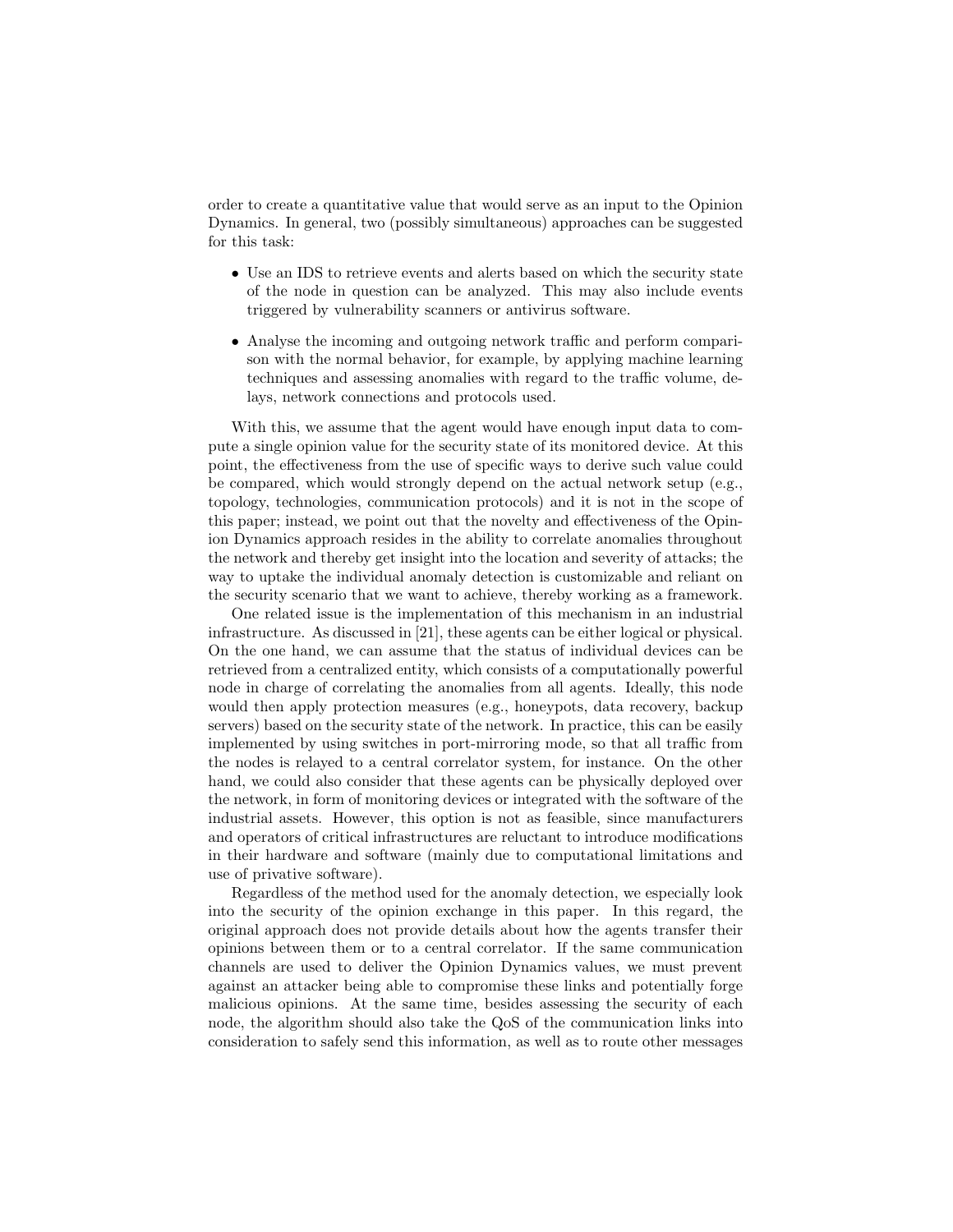order to create a quantitative value that would serve as an input to the Opinion Dynamics. In general, two (possibly simultaneous) approaches can be suggested for this task:

- Use an IDS to retrieve events and alerts based on which the security state of the node in question can be analyzed. This may also include events triggered by vulnerability scanners or antivirus software.
- Analyse the incoming and outgoing network traffic and perform comparison with the normal behavior, for example, by applying machine learning techniques and assessing anomalies with regard to the traffic volume, delays, network connections and protocols used.

With this, we assume that the agent would have enough input data to compute a single opinion value for the security state of its monitored device. At this point, the effectiveness from the use of specific ways to derive such value could be compared, which would strongly depend on the actual network setup (e.g., topology, technologies, communication protocols) and it is not in the scope of this paper; instead, we point out that the novelty and effectiveness of the Opinion Dynamics approach resides in the ability to correlate anomalies throughout the network and thereby get insight into the location and severity of attacks; the way to uptake the individual anomaly detection is customizable and reliant on the security scenario that we want to achieve, thereby working as a framework.

One related issue is the implementation of this mechanism in an industrial infrastructure. As discussed in [21], these agents can be either logical or physical. On the one hand, we can assume that the status of individual devices can be retrieved from a centralized entity, which consists of a computationally powerful node in charge of correlating the anomalies from all agents. Ideally, this node would then apply protection measures (e.g., honeypots, data recovery, backup servers) based on the security state of the network. In practice, this can be easily implemented by using switches in port-mirroring mode, so that all traffic from the nodes is relayed to a central correlator system, for instance. On the other hand, we could also consider that these agents can be physically deployed over the network, in form of monitoring devices or integrated with the software of the industrial assets. However, this option is not as feasible, since manufacturers and operators of critical infrastructures are reluctant to introduce modifications in their hardware and software (mainly due to computational limitations and use of privative software).

Regardless of the method used for the anomaly detection, we especially look into the security of the opinion exchange in this paper. In this regard, the original approach does not provide details about how the agents transfer their opinions between them or to a central correlator. If the same communication channels are used to deliver the Opinion Dynamics values, we must prevent against an attacker being able to compromise these links and potentially forge malicious opinions. At the same time, besides assessing the security of each node, the algorithm should also take the QoS of the communication links into consideration to safely send this information, as well as to route other messages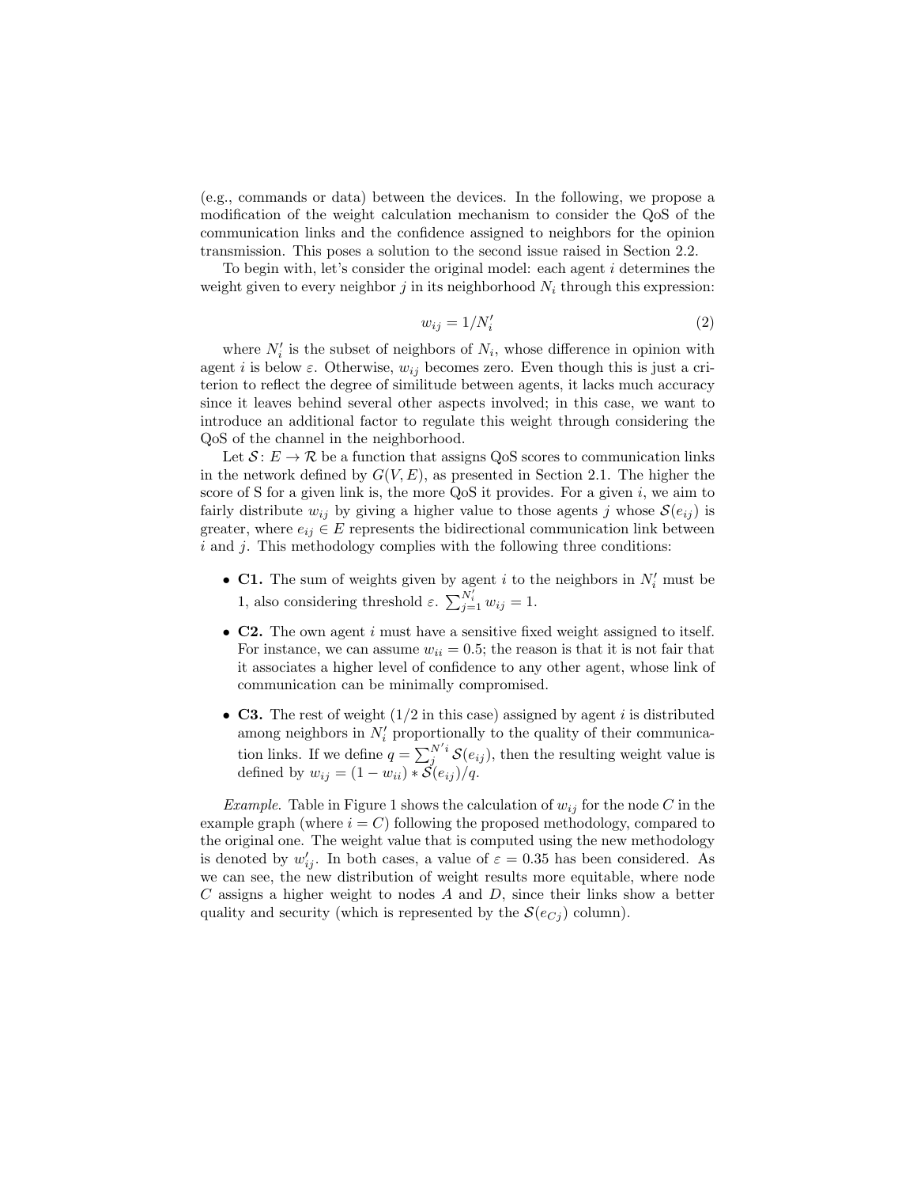(e.g., commands or data) between the devices. In the following, we propose a modification of the weight calculation mechanism to consider the QoS of the communication links and the confidence assigned to neighbors for the opinion transmission. This poses a solution to the second issue raised in Section 2.2.

To begin with, let's consider the original model: each agent $i$ determines the weight given to every neighbor $j$ in its neighborhood $N_i$ through this expression:

$$w_{ij} = 1/N_i' \tag{2}$$

where $N_i'$ is the subset of neighbors of $N_i$, whose difference in opinion with agent $i$ is below $\varepsilon$. Otherwise, $w_{ij}$ becomes zero. Even though this is just a criterion to reflect the degree of similitude between agents, it lacks much accuracy since it leaves behind several other aspects involved; in this case, we want to introduce an additional factor to regulate this weight through considering the QoS of the channel in the neighborhood.

Let $\mathcal{S} \colon E \to \mathcal{R}$ be a function that assigns QoS scores to communication links in the network defined by $G(V, E)$, as presented in Section 2.1. The higher the score of S for a given link is, the more QoS it provides. For a given $i$, we aim to fairly distribute $w_{ij}$ by giving a higher value to those agents $j$ whose $\mathcal{S}(e_{ij})$ is greater, where $e_{ij} \in E$ represents the bidirectional communication link between $i$ and $j$. This methodology complies with the following three conditions:

- **C1.** The sum of weights given by agent $i$ to the neighbors in $N_i'$ must be 1, also considering threshold $\varepsilon$. $\sum_{j=1}^{N_i'} w_{ij} = 1$.
- **C2.** The own agent $i$ must have a sensitive fixed weight assigned to itself. For instance, we can assume $w_{ii} = 0.5$; the reason is that it is not fair that it associates a higher level of confidence to any other agent, whose link of communication can be minimally compromised.
- **C3.** The rest of weight (1/2 in this case) assigned by agent $i$ is distributed among neighbors in $N_i'$ proportionally to the quality of their communication links. If we define $q = \sum_{j}^{N'i} \mathcal{S}(e_{ij})$, then the resulting weight value is defined by $w_{ij} = (1 - w_{ii}) * \mathcal{S}(e_{ij})/q$.

*Example.* Table in Figure 1 shows the calculation of $w_{ij}$ for the node $C$ in the example graph (where $i = C$) following the proposed methodology, compared to the original one. The weight value that is computed using the new methodology is denoted by $w'_{ij}$. In both cases, a value of $\varepsilon = 0.35$ has been considered. As we can see, the new distribution of weight results more equitable, where node $C$ assigns a higher weight to nodes $A$ and $D$, since their links show a better quality and security (which is represented by the $\mathcal{S}(e_{Cj})$ column).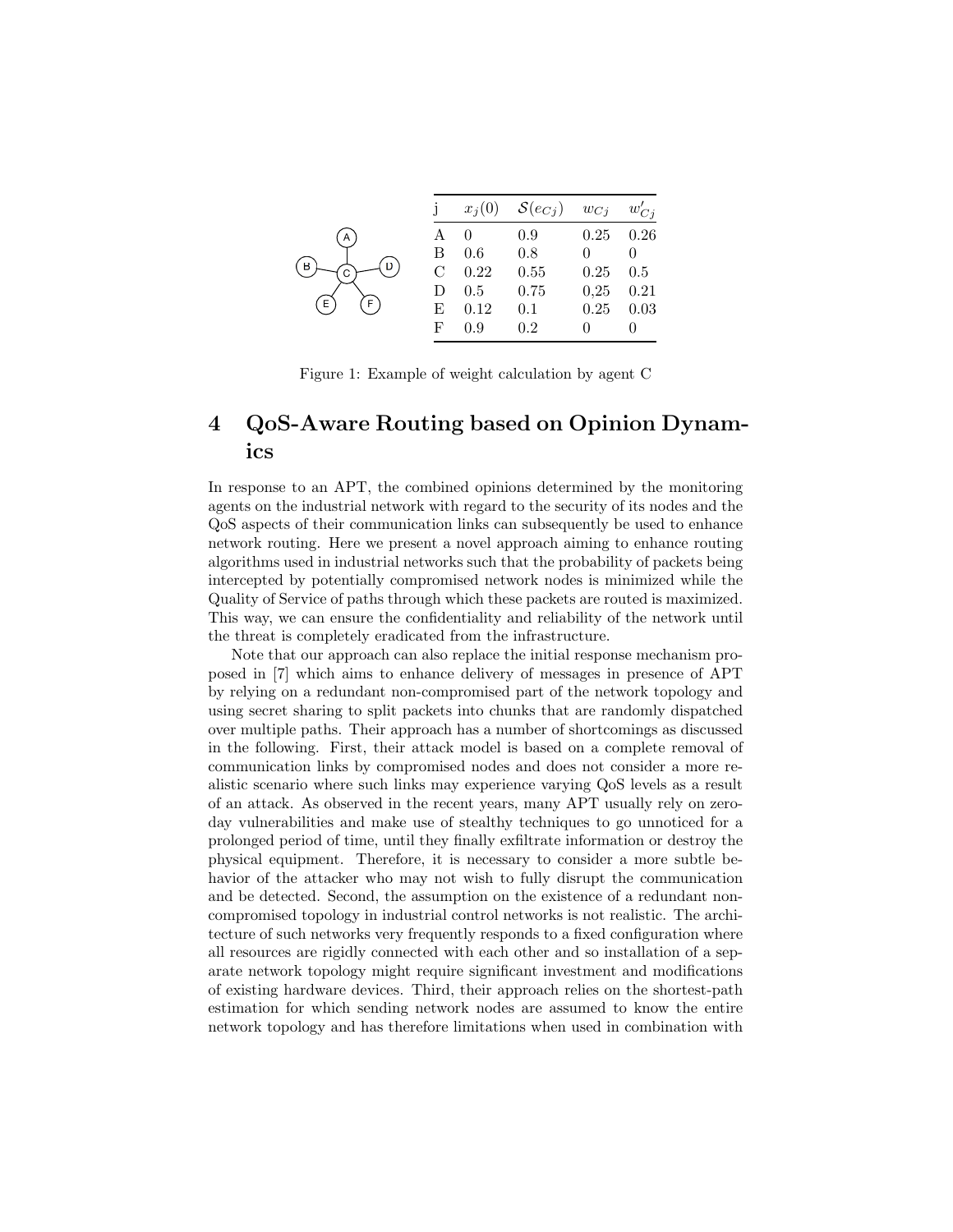| j | $x_j(0)$ | $\mathcal{S}(e_{Cj})$ | $w_{Cj}$ | $w'_{Cj}$ |
|---|---|---|---|---|
| A | 0 | 0.9 | 0.25 | 0.26 |
| B | 0.6 | 0.8 | 0 | 0 |
| C | 0.22 | 0.55 | 0.25 | 0.5 |
| D | 0.5 | 0.75 | 0,25 | 0.21 |
| E | 0.12 | 0.1 | 0.25 | 0.03 |
| F | 0.9 | 0.2 | 0 | 0 |

Figure 1: Example of weight calculation by agent C

# 4 QoS-Aware Routing based on Opinion Dynamics

In response to an APT, the combined opinions determined by the monitoring agents on the industrial network with regard to the security of its nodes and the QoS aspects of their communication links can subsequently be used to enhance network routing. Here we present a novel approach aiming to enhance routing algorithms used in industrial networks such that the probability of packets being intercepted by potentially compromised network nodes is minimized while the Quality of Service of paths through which these packets are routed is maximized. This way, we can ensure the confidentiality and reliability of the network until the threat is completely eradicated from the infrastructure.

Note that our approach can also replace the initial response mechanism proposed in [7] which aims to enhance delivery of messages in presence of APT by relying on a redundant non-compromised part of the network topology and using secret sharing to split packets into chunks that are randomly dispatched over multiple paths. Their approach has a number of shortcomings as discussed in the following. First, their attack model is based on a complete removal of communication links by compromised nodes and does not consider a more realistic scenario where such links may experience varying QoS levels as a result of an attack. As observed in the recent years, many APT usually rely on zero-day vulnerabilities and make use of stealthy techniques to go unnoticed for a prolonged period of time, until they finally exfiltrate information or destroy the physical equipment. Therefore, it is necessary to consider a more subtle behavior of the attacker who may not wish to fully disrupt the communication and be detected. Second, the assumption on the existence of a redundant non-compromised topology in industrial control networks is not realistic. The architecture of such networks very frequently responds to a fixed configuration where all resources are rigidly connected with each other and so installation of a separate network topology might require significant investment and modifications of existing hardware devices. Third, their approach relies on the shortest-path estimation for which sending network nodes are assumed to know the entire network topology and has therefore limitations when used in combination with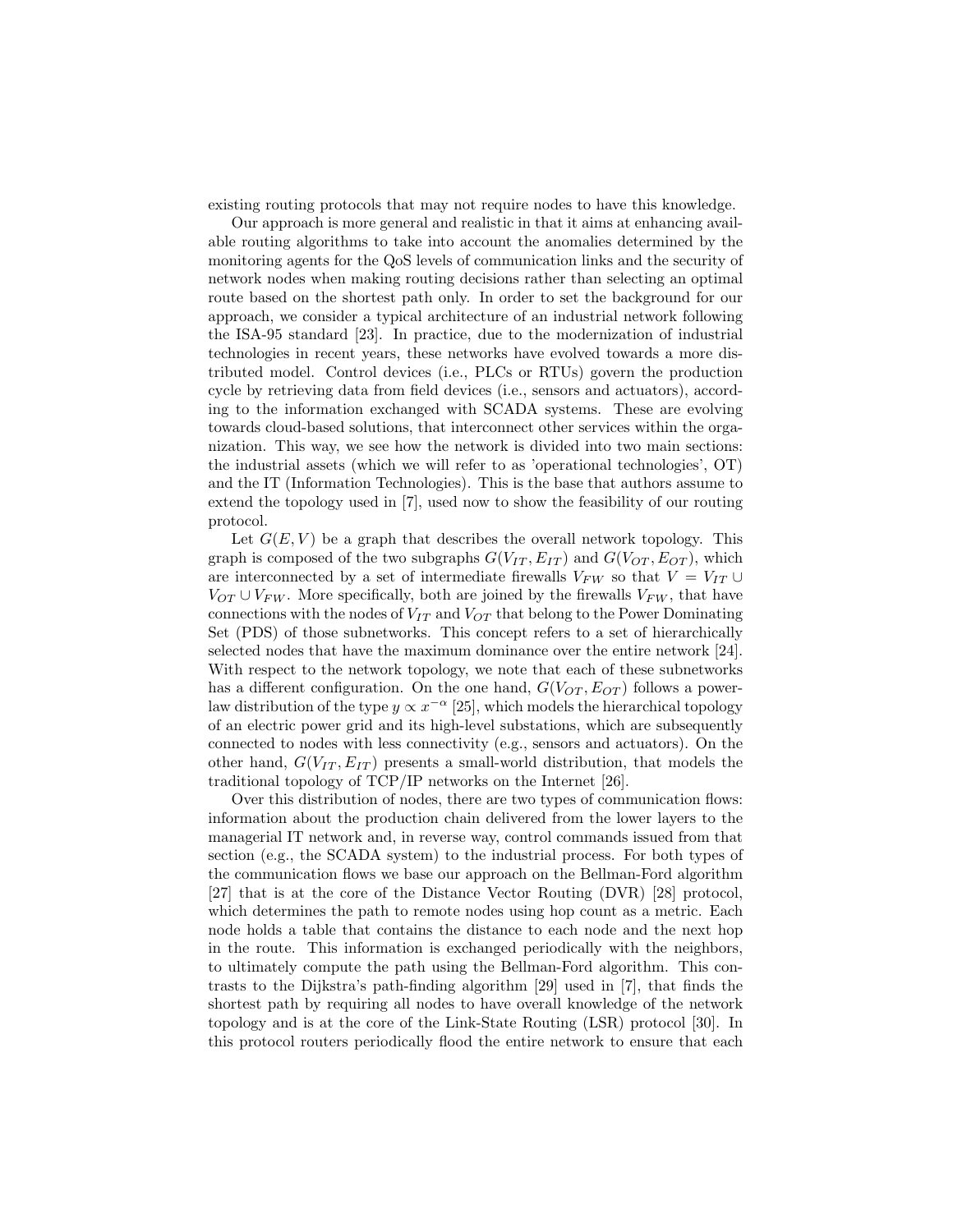existing routing protocols that may not require nodes to have this knowledge.

Our approach is more general and realistic in that it aims at enhancing available routing algorithms to take into account the anomalies determined by the monitoring agents for the QoS levels of communication links and the security of network nodes when making routing decisions rather than selecting an optimal route based on the shortest path only. In order to set the background for our approach, we consider a typical architecture of an industrial network following the ISA-95 standard [23]. In practice, due to the modernization of industrial technologies in recent years, these networks have evolved towards a more distributed model. Control devices (i.e., PLCs or RTUs) govern the production cycle by retrieving data from field devices (i.e., sensors and actuators), according to the information exchanged with SCADA systems. These are evolving towards cloud-based solutions, that interconnect other services within the organization. This way, we see how the network is divided into two main sections: the industrial assets (which we will refer to as 'operational technologies', OT) and the IT (Information Technologies). This is the base that authors assume to extend the topology used in [7], used now to show the feasibility of our routing protocol.

Let $G(E, V)$ be a graph that describes the overall network topology. This graph is composed of the two subgraphs $G(V_{IT}, E_{IT})$ and $G(V_{OT}, E_{OT})$, which are interconnected by a set of intermediate firewalls $V_{FW}$ so that $V = V_{IT} \cup V_{OT} \cup V_{FW}$. More specifically, both are joined by the firewalls $V_{FW}$, that have connections with the nodes of $V_{IT}$ and $V_{OT}$ that belong to the Power Dominating Set (PDS) of those subnetworks. This concept refers to a set of hierarchically selected nodes that have the maximum dominance over the entire network [24]. With respect to the network topology, we note that each of these subnetworks has a different configuration. On the one hand, $G(V_{OT}, E_{OT})$ follows a power-law distribution of the type $y \propto x^{-\alpha}$ [25], which models the hierarchical topology of an electric power grid and its high-level substations, which are subsequently connected to nodes with less connectivity (e.g., sensors and actuators). On the other hand, $G(V_{IT}, E_{IT})$ presents a small-world distribution, that models the traditional topology of TCP/IP networks on the Internet [26].

Over this distribution of nodes, there are two types of communication flows: information about the production chain delivered from the lower layers to the managerial IT network and, in reverse way, control commands issued from that section (e.g., the SCADA system) to the industrial process. For both types of the communication flows we base our approach on the Bellman-Ford algorithm [27] that is at the core of the Distance Vector Routing (DVR) [28] protocol, which determines the path to remote nodes using hop count as a metric. Each node holds a table that contains the distance to each node and the next hop in the route. This information is exchanged periodically with the neighbors, to ultimately compute the path using the Bellman-Ford algorithm. This contrasts to the Dijkstra's path-finding algorithm [29] used in [7], that finds the shortest path by requiring all nodes to have overall knowledge of the network topology and is at the core of the Link-State Routing (LSR) protocol [30]. In this protocol routers periodically flood the entire network to ensure that each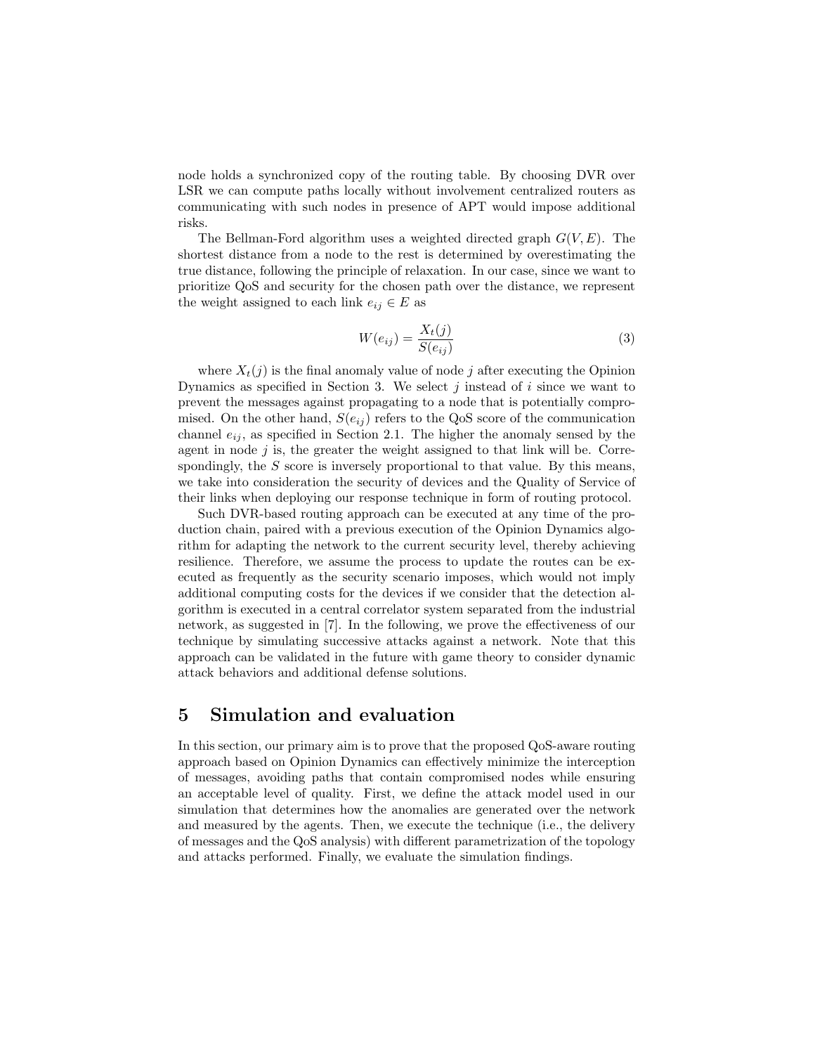node holds a synchronized copy of the routing table. By choosing DVR over LSR we can compute paths locally without involvement centralized routers as communicating with such nodes in presence of APT would impose additional risks.

The Bellman-Ford algorithm uses a weighted directed graph $G(V, E)$. The shortest distance from a node to the rest is determined by overestimating the true distance, following the principle of relaxation. In our case, since we want to prioritize QoS and security for the chosen path over the distance, we represent the weight assigned to each link $e_{ij} \in E$ as

$$W(e_{ij}) = \frac{X_t(j)}{S(e_{ij})} \tag{3}$$

where $X_t(j)$ is the final anomaly value of node $j$ after executing the Opinion Dynamics as specified in Section 3. We select $j$ instead of $i$ since we want to prevent the messages against propagating to a node that is potentially compromised. On the other hand, $S(e_{ij})$ refers to the QoS score of the communication channel $e_{ij}$, as specified in Section 2.1. The higher the anomaly sensed by the agent in node $j$ is, the greater the weight assigned to that link will be. Correspondingly, the $S$ score is inversely proportional to that value. By this means, we take into consideration the security of devices and the Quality of Service of their links when deploying our response technique in form of routing protocol.

Such DVR-based routing approach can be executed at any time of the production chain, paired with a previous execution of the Opinion Dynamics algorithm for adapting the network to the current security level, thereby achieving resilience. Therefore, we assume the process to update the routes can be executed as frequently as the security scenario imposes, which would not imply additional computing costs for the devices if we consider that the detection algorithm is executed in a central correlator system separated from the industrial network, as suggested in [7]. In the following, we prove the effectiveness of our technique by simulating successive attacks against a network. Note that this approach can be validated in the future with game theory to consider dynamic attack behaviors and additional defense solutions.

# 5 Simulation and evaluation

In this section, our primary aim is to prove that the proposed QoS-aware routing approach based on Opinion Dynamics can effectively minimize the interception of messages, avoiding paths that contain compromised nodes while ensuring an acceptable level of quality. First, we define the attack model used in our simulation that determines how the anomalies are generated over the network and measured by the agents. Then, we execute the technique (i.e., the delivery of messages and the QoS analysis) with different parametrization of the topology and attacks performed. Finally, we evaluate the simulation findings.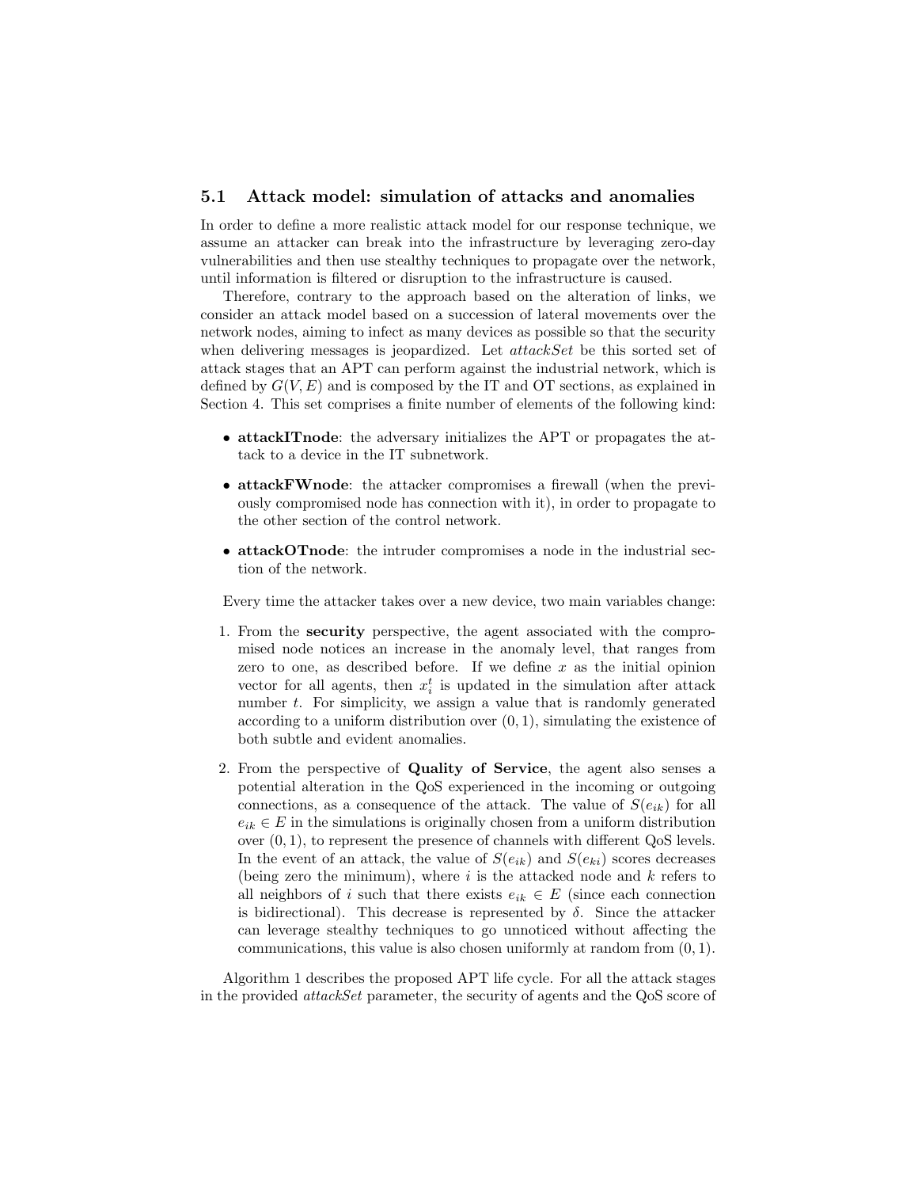### 5.1 Attack model: simulation of attacks and anomalies

In order to define a more realistic attack model for our response technique, we assume an attacker can break into the infrastructure by leveraging zero-day vulnerabilities and then use stealthy techniques to propagate over the network, until information is filtered or disruption to the infrastructure is caused.

Therefore, contrary to the approach based on the alteration of links, we consider an attack model based on a succession of lateral movements over the network nodes, aiming to infect as many devices as possible so that the security when delivering messages is jeopardized. Let *attackSet* be this sorted set of attack stages that an APT can perform against the industrial network, which is defined by $G(V, E)$ and is composed by the IT and OT sections, as explained in Section 4. This set comprises a finite number of elements of the following kind:

- **attackITnode**: the adversary initializes the APT or propagates the attack to a device in the IT subnetwork.
- **attackFWnode**: the attacker compromises a firewall (when the previously compromised node has connection with it), in order to propagate to the other section of the control network.
- **attackOTnode**: the intruder compromises a node in the industrial section of the network.

Every time the attacker takes over a new device, two main variables change:

1. From the **security** perspective, the agent associated with the compromised node notices an increase in the anomaly level, that ranges from zero to one, as described before. If we define $x$ as the initial opinion vector for all agents, then $x_i^t$ is updated in the simulation after attack number $t$. For simplicity, we assign a value that is randomly generated according to a uniform distribution over $(0, 1)$, simulating the existence of both subtle and evident anomalies.
2. From the perspective of **Quality of Service**, the agent also senses a potential alteration in the QoS experienced in the incoming or outgoing connections, as a consequence of the attack. The value of $S(e_{ik})$ for all $e_{ik} \in E$ in the simulations is originally chosen from a uniform distribution over $(0, 1)$, to represent the presence of channels with different QoS levels. In the event of an attack, the value of $S(e_{ik})$ and $S(e_{ki})$ scores decreases (being zero the minimum), where $i$ is the attacked node and $k$ refers to all neighbors of $i$ such that there exists $e_{ik} \in E$ (since each connection is bidirectional). This decrease is represented by $\delta$. Since the attacker can leverage stealthy techniques to go unnoticed without affecting the communications, this value is also chosen uniformly at random from $(0, 1)$.

Algorithm 1 describes the proposed APT life cycle. For all the attack stages in the provided *attackSet* parameter, the security of agents and the QoS score of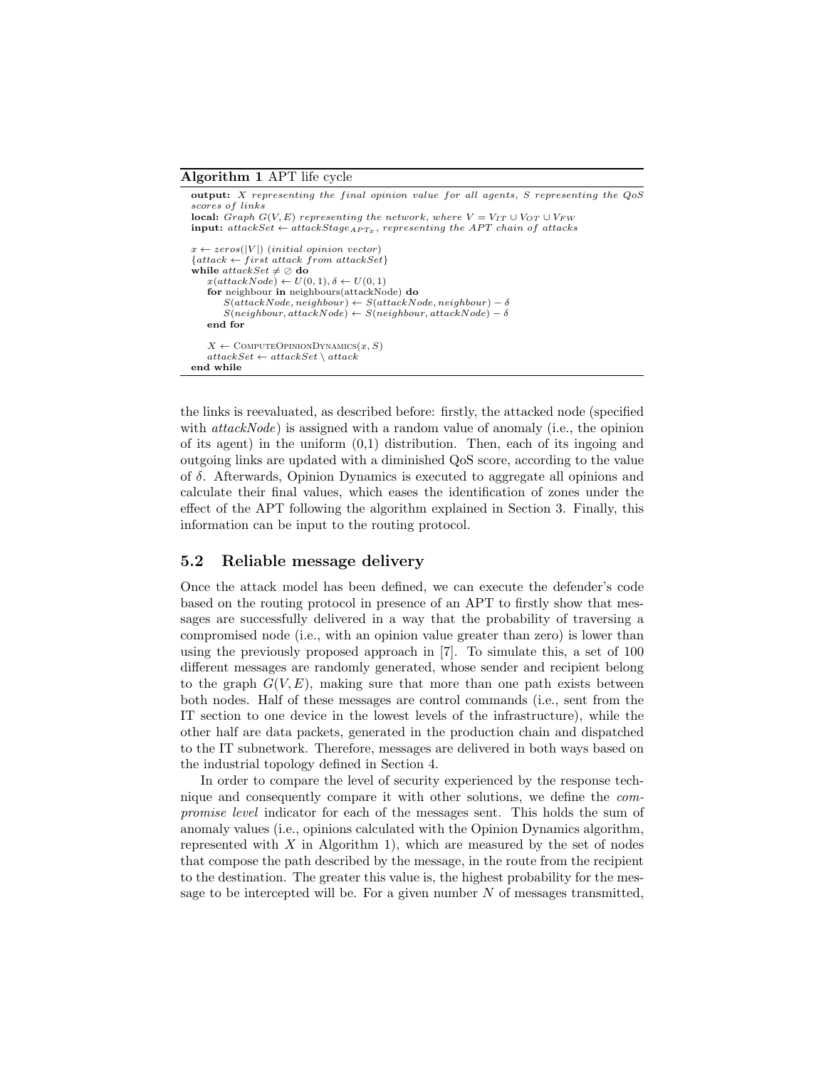**Algorithm 1** APT life cycle

```
output: X representing the final opinion value for all agents, S representing the QoS
scores of links
local: Graph G(V,E) representing the network, where V = V_IT ∪ V_OT ∪ V_FW
input: attackSet ← attackStage_APTx, representing the APT chain of attacks

x ← zeros(|V|) (initial opinion vector)
{attack ← first attack from attackSet}
while attackSet ≠ ∅ do
    x(attackNode) ← U(0,1), δ ← U(0,1)
    for neighbour in neighbours(attackNode) do
        S(attackNode, neighbour) ← S(attackNode, neighbour) − δ
        S(neighbour, attackNode) ← S(neighbour, attackNode) − δ
    end for

    X ← ComputeOpinionDynamics(x, S)
    attackSet ← attackSet \ attack
end while
```

the links is reevaluated, as described before: firstly, the attacked node (specified with *attackNode*) is assigned with a random value of anomaly (i.e., the opinion of its agent) in the uniform (0,1) distribution. Then, each of its ingoing and outgoing links are updated with a diminished QoS score, according to the value of $\delta$. Afterwards, Opinion Dynamics is executed to aggregate all opinions and calculate their final values, which eases the identification of zones under the effect of the APT following the algorithm explained in Section 3. Finally, this information can be input to the routing protocol.

## 5.2 Reliable message delivery

Once the attack model has been defined, we can execute the defender's code based on the routing protocol in presence of an APT to firstly show that messages are successfully delivered in a way that the probability of traversing a compromised node (i.e., with an opinion value greater than zero) is lower than using the previously proposed approach in [7]. To simulate this, a set of 100 different messages are randomly generated, whose sender and recipient belong to the graph $G(V, E)$, making sure that more than one path exists between both nodes. Half of these messages are control commands (i.e., sent from the IT section to one device in the lowest levels of the infrastructure), while the other half are data packets, generated in the production chain and dispatched to the IT subnetwork. Therefore, messages are delivered in both ways based on the industrial topology defined in Section 4.

In order to compare the level of security experienced by the response technique and consequently compare it with other solutions, we define the *compromise level* indicator for each of the messages sent. This holds the sum of anomaly values (i.e., opinions calculated with the Opinion Dynamics algorithm, represented with $X$ in Algorithm 1), which are measured by the set of nodes that compose the path described by the message, in the route from the recipient to the destination. The greater this value is, the highest probability for the message to be intercepted will be. For a given number $N$ of messages transmitted,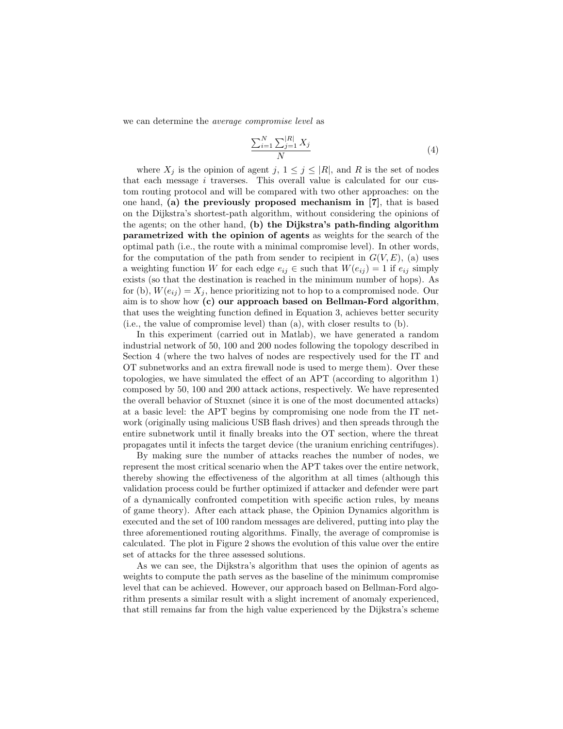we can determine the *average compromise level* as

$$\frac{\sum_{i=1}^{N}\sum_{j=1}^{|R|} X_j}{N} \tag{4}$$

where $X_j$ is the opinion of agent $j$, $1 \leq j \leq |R|$, and $R$ is the set of nodes that each message $i$ traverses. This overall value is calculated for our custom routing protocol and will be compared with two other approaches: on the one hand, **(a) the previously proposed mechanism in [7]**, that is based on the Dijkstra's shortest-path algorithm, without considering the opinions of the agents; on the other hand, **(b) the Dijkstra's path-finding algorithm parametrized with the opinion of agents** as weights for the search of the optimal path (i.e., the route with a minimal compromise level). In other words, for the computation of the path from sender to recipient in $G(V, E)$, (a) uses a weighting function $W$ for each edge $e_{ij} \in$ such that $W(e_{ij}) = 1$ if $e_{ij}$ simply exists (so that the destination is reached in the minimum number of hops). As for (b), $W(e_{ij}) = X_j$, hence prioritizing not to hop to a compromised node. Our aim is to show how **(c) our approach based on Bellman-Ford algorithm**, that uses the weighting function defined in Equation 3, achieves better security (i.e., the value of compromise level) than (a), with closer results to (b).

In this experiment (carried out in Matlab), we have generated a random industrial network of 50, 100 and 200 nodes following the topology described in Section 4 (where the two halves of nodes are respectively used for the IT and OT subnetworks and an extra firewall node is used to merge them). Over these topologies, we have simulated the effect of an APT (according to algorithm 1) composed by 50, 100 and 200 attack actions, respectively. We have represented the overall behavior of Stuxnet (since it is one of the most documented attacks) at a basic level: the APT begins by compromising one node from the IT network (originally using malicious USB flash drives) and then spreads through the entire subnetwork until it finally breaks into the OT section, where the threat propagates until it infects the target device (the uranium enriching centrifuges).

By making sure the number of attacks reaches the number of nodes, we represent the most critical scenario when the APT takes over the entire network, thereby showing the effectiveness of the algorithm at all times (although this validation process could be further optimized if attacker and defender were part of a dynamically confronted competition with specific action rules, by means of game theory). After each attack phase, the Opinion Dynamics algorithm is executed and the set of 100 random messages are delivered, putting into play the three aforementioned routing algorithms. Finally, the average of compromise is calculated. The plot in Figure 2 shows the evolution of this value over the entire set of attacks for the three assessed solutions.

As we can see, the Dijkstra's algorithm that uses the opinion of agents as weights to compute the path serves as the baseline of the minimum compromise level that can be achieved. However, our approach based on Bellman-Ford algorithm presents a similar result with a slight increment of anomaly experienced, that still remains far from the high value experienced by the Dijkstra's scheme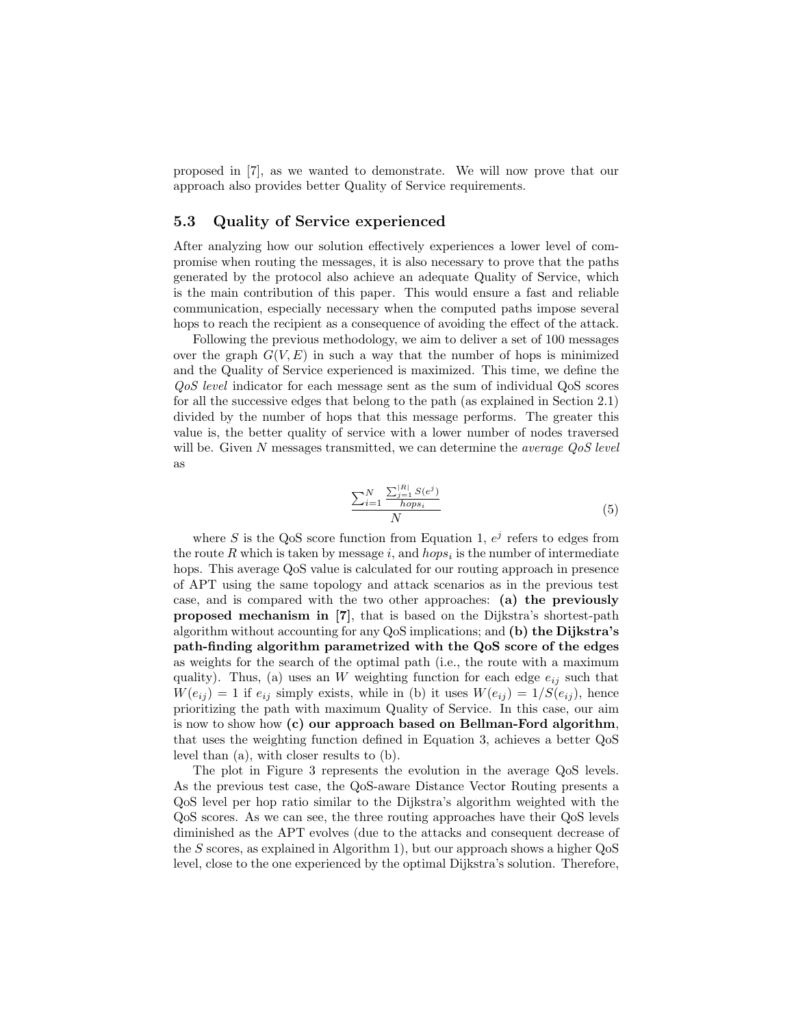proposed in [7], as we wanted to demonstrate. We will now prove that our approach also provides better Quality of Service requirements.

### 5.3 Quality of Service experienced

After analyzing how our solution effectively experiences a lower level of compromise when routing the messages, it is also necessary to prove that the paths generated by the protocol also achieve an adequate Quality of Service, which is the main contribution of this paper. This would ensure a fast and reliable communication, especially necessary when the computed paths impose several hops to reach the recipient as a consequence of avoiding the effect of the attack.

Following the previous methodology, we aim to deliver a set of 100 messages over the graph $G(V, E)$ in such a way that the number of hops is minimized and the Quality of Service experienced is maximized. This time, we define the *QoS level* indicator for each message sent as the sum of individual QoS scores for all the successive edges that belong to the path (as explained in Section 2.1) divided by the number of hops that this message performs. The greater this value is, the better quality of service with a lower number of nodes traversed will be. Given $N$ messages transmitted, we can determine the *average QoS level* as

$$\frac{\sum_{i=1}^{N} \frac{\sum_{j=1}^{|R|} S(e^j)}{hops_i}}{N} \tag{5}$$

where $S$ is the QoS score function from Equation 1, $e^j$ refers to edges from the route $R$ which is taken by message $i$, and $hops_i$ is the number of intermediate hops. This average QoS value is calculated for our routing approach in presence of APT using the same topology and attack scenarios as in the previous test case, and is compared with the two other approaches: **(a) the previously proposed mechanism in [7]**, that is based on the Dijkstra's shortest-path algorithm without accounting for any QoS implications; and **(b) the Dijkstra's path-finding algorithm parametrized with the QoS score of the edges** as weights for the search of the optimal path (i.e., the route with a maximum quality). Thus, (a) uses an $W$ weighting function for each edge $e_{ij}$ such that $W(e_{ij}) = 1$ if $e_{ij}$ simply exists, while in (b) it uses $W(e_{ij}) = 1/S(e_{ij})$, hence prioritizing the path with maximum Quality of Service. In this case, our aim is now to show how **(c) our approach based on Bellman-Ford algorithm**, that uses the weighting function defined in Equation 3, achieves a better QoS level than (a), with closer results to (b).

The plot in Figure 3 represents the evolution in the average QoS levels. As the previous test case, the QoS-aware Distance Vector Routing presents a QoS level per hop ratio similar to the Dijkstra's algorithm weighted with the QoS scores. As we can see, the three routing approaches have their QoS levels diminished as the APT evolves (due to the attacks and consequent decrease of the $S$ scores, as explained in Algorithm 1), but our approach shows a higher QoS level, close to the one experienced by the optimal Dijkstra's solution. Therefore,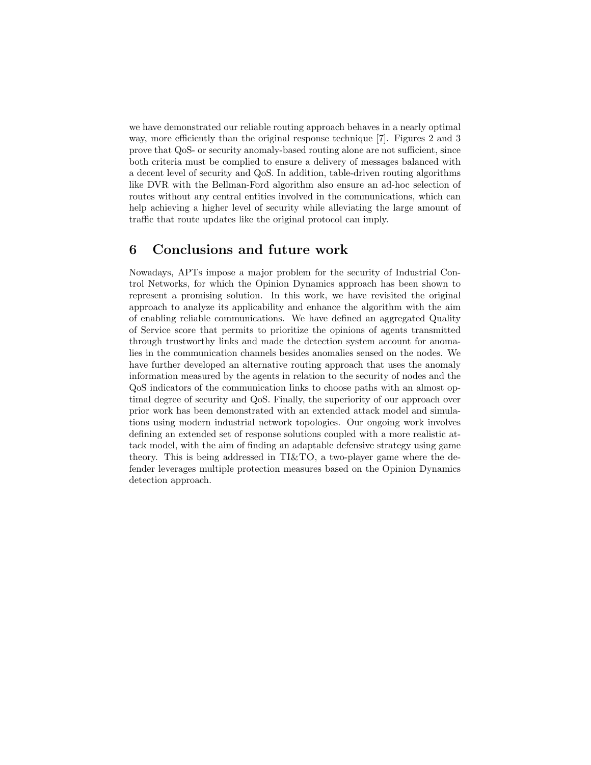we have demonstrated our reliable routing approach behaves in a nearly optimal way, more efficiently than the original response technique [7]. Figures 2 and 3 prove that QoS- or security anomaly-based routing alone are not sufficient, since both criteria must be complied to ensure a delivery of messages balanced with a decent level of security and QoS. In addition, table-driven routing algorithms like DVR with the Bellman-Ford algorithm also ensure an ad-hoc selection of routes without any central entities involved in the communications, which can help achieving a higher level of security while alleviating the large amount of traffic that route updates like the original protocol can imply.

## 6 Conclusions and future work

Nowadays, APTs impose a major problem for the security of Industrial Control Networks, for which the Opinion Dynamics approach has been shown to represent a promising solution. In this work, we have revisited the original approach to analyze its applicability and enhance the algorithm with the aim of enabling reliable communications. We have defined an aggregated Quality of Service score that permits to prioritize the opinions of agents transmitted through trustworthy links and made the detection system account for anomalies in the communication channels besides anomalies sensed on the nodes. We have further developed an alternative routing approach that uses the anomaly information measured by the agents in relation to the security of nodes and the QoS indicators of the communication links to choose paths with an almost optimal degree of security and QoS. Finally, the superiority of our approach over prior work has been demonstrated with an extended attack model and simulations using modern industrial network topologies. Our ongoing work involves defining an extended set of response solutions coupled with a more realistic attack model, with the aim of finding an adaptable defensive strategy using game theory. This is being addressed in TI&TO, a two-player game where the defender leverages multiple protection measures based on the Opinion Dynamics detection approach.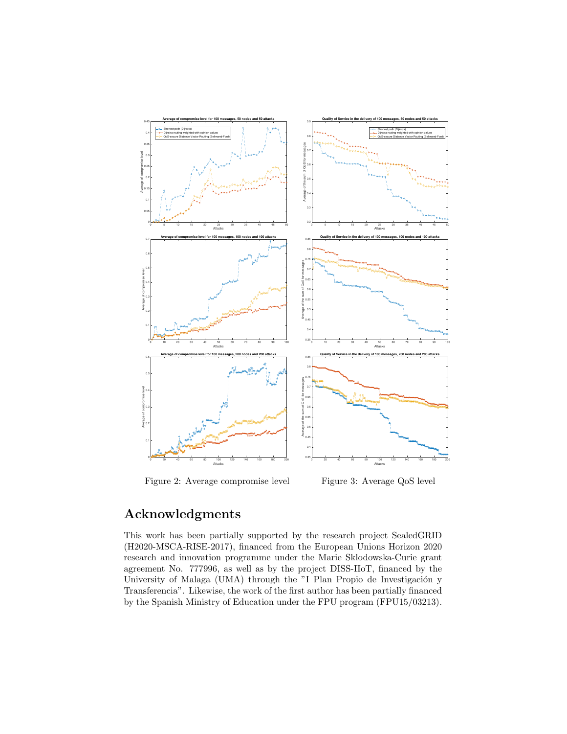Figure 2: Average compromise level

Figure 3: Average QoS level

# Acknowledgments

This work has been partially supported by the research project SealedGRID (H2020-MSCA-RISE-2017), financed from the European Unions Horizon 2020 research and innovation programme under the Marie Sklodowska-Curie grant agreement No. 777996, as well as by the project DISS-IIoT, financed by the University of Malaga (UMA) through the "I Plan Propio de Investigación y Transferencia". Likewise, the work of the first author has been partially financed by the Spanish Ministry of Education under the FPU program (FPU15/03213).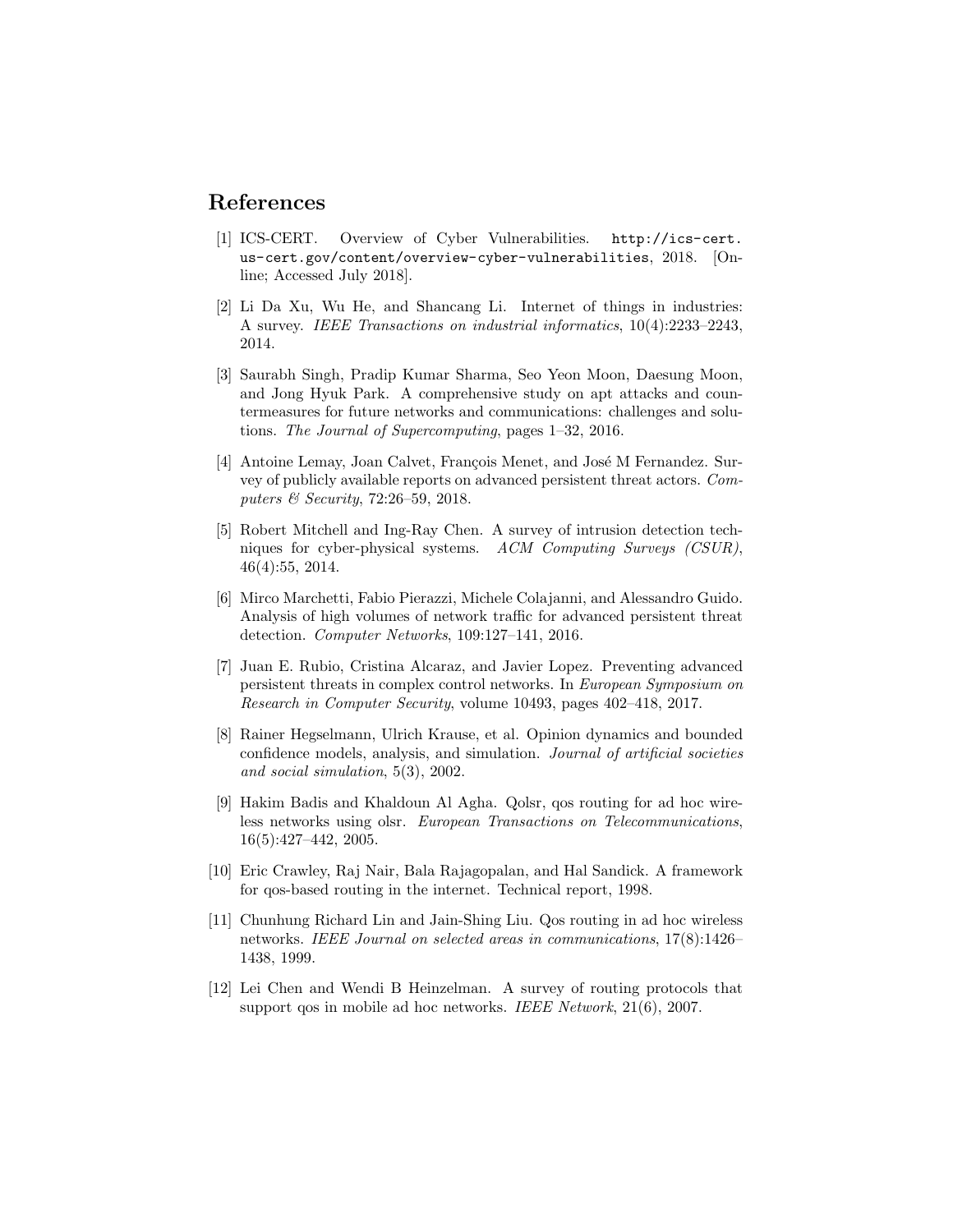## References

[1] ICS-CERT. Overview of Cyber Vulnerabilities. `http://ics-cert.us-cert.gov/content/overview-cyber-vulnerabilities`, 2018. [Online; Accessed July 2018].

[2] Li Da Xu, Wu He, and Shancang Li. Internet of things in industries: A survey. *IEEE Transactions on industrial informatics*, 10(4):2233–2243, 2014.

[3] Saurabh Singh, Pradip Kumar Sharma, Seo Yeon Moon, Daesung Moon, and Jong Hyuk Park. A comprehensive study on apt attacks and countermeasures for future networks and communications: challenges and solutions. *The Journal of Supercomputing*, pages 1–32, 2016.

[4] Antoine Lemay, Joan Calvet, François Menet, and José M Fernandez. Survey of publicly available reports on advanced persistent threat actors. *Computers & Security*, 72:26–59, 2018.

[5] Robert Mitchell and Ing-Ray Chen. A survey of intrusion detection techniques for cyber-physical systems. *ACM Computing Surveys (CSUR)*, 46(4):55, 2014.

[6] Mirco Marchetti, Fabio Pierazzi, Michele Colajanni, and Alessandro Guido. Analysis of high volumes of network traffic for advanced persistent threat detection. *Computer Networks*, 109:127–141, 2016.

[7] Juan E. Rubio, Cristina Alcaraz, and Javier Lopez. Preventing advanced persistent threats in complex control networks. In *European Symposium on Research in Computer Security*, volume 10493, pages 402–418, 2017.

[8] Rainer Hegselmann, Ulrich Krause, et al. Opinion dynamics and bounded confidence models, analysis, and simulation. *Journal of artificial societies and social simulation*, 5(3), 2002.

[9] Hakim Badis and Khaldoun Al Agha. Qolsr, qos routing for ad hoc wireless networks using olsr. *European Transactions on Telecommunications*, 16(5):427–442, 2005.

[10] Eric Crawley, Raj Nair, Bala Rajagopalan, and Hal Sandick. A framework for qos-based routing in the internet. Technical report, 1998.

[11] Chunhung Richard Lin and Jain-Shing Liu. Qos routing in ad hoc wireless networks. *IEEE Journal on selected areas in communications*, 17(8):1426–1438, 1999.

[12] Lei Chen and Wendi B Heinzelman. A survey of routing protocols that support qos in mobile ad hoc networks. *IEEE Network*, 21(6), 2007.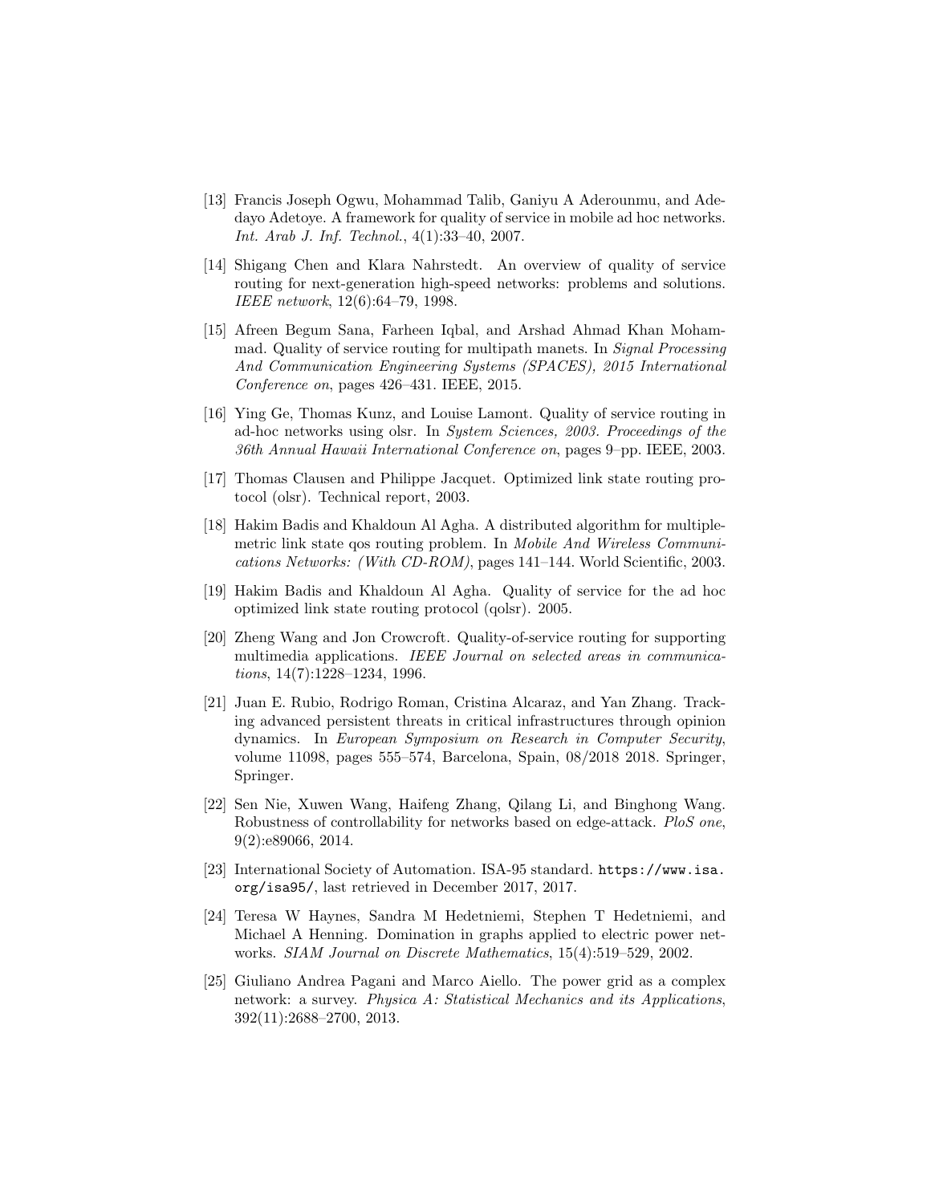[13] Francis Joseph Ogwu, Mohammad Talib, Ganiyu A Aderounmu, and Adedayo Adetoye. A framework for quality of service in mobile ad hoc networks. *Int. Arab J. Inf. Technol.*, 4(1):33–40, 2007.

[14] Shigang Chen and Klara Nahrstedt. An overview of quality of service routing for next-generation high-speed networks: problems and solutions. *IEEE network*, 12(6):64–79, 1998.

[15] Afreen Begum Sana, Farheen Iqbal, and Arshad Ahmad Khan Mohammad. Quality of service routing for multipath manets. In *Signal Processing And Communication Engineering Systems (SPACES), 2015 International Conference on*, pages 426–431. IEEE, 2015.

[16] Ying Ge, Thomas Kunz, and Louise Lamont. Quality of service routing in ad-hoc networks using olsr. In *System Sciences, 2003. Proceedings of the 36th Annual Hawaii International Conference on*, pages 9–pp. IEEE, 2003.

[17] Thomas Clausen and Philippe Jacquet. Optimized link state routing protocol (olsr). Technical report, 2003.

[18] Hakim Badis and Khaldoun Al Agha. A distributed algorithm for multiple-metric link state qos routing problem. In *Mobile And Wireless Communications Networks: (With CD-ROM)*, pages 141–144. World Scientific, 2003.

[19] Hakim Badis and Khaldoun Al Agha. Quality of service for the ad hoc optimized link state routing protocol (qolsr). 2005.

[20] Zheng Wang and Jon Crowcroft. Quality-of-service routing for supporting multimedia applications. *IEEE Journal on selected areas in communications*, 14(7):1228–1234, 1996.

[21] Juan E. Rubio, Rodrigo Roman, Cristina Alcaraz, and Yan Zhang. Tracking advanced persistent threats in critical infrastructures through opinion dynamics. In *European Symposium on Research in Computer Security*, volume 11098, pages 555–574, Barcelona, Spain, 08/2018 2018. Springer, Springer.

[22] Sen Nie, Xuwen Wang, Haifeng Zhang, Qilang Li, and Binghong Wang. Robustness of controllability for networks based on edge-attack. *PloS one*, 9(2):e89066, 2014.

[23] International Society of Automation. ISA-95 standard. `https://www.isa.org/isa95/`, last retrieved in December 2017, 2017.

[24] Teresa W Haynes, Sandra M Hedetniemi, Stephen T Hedetniemi, and Michael A Henning. Domination in graphs applied to electric power networks. *SIAM Journal on Discrete Mathematics*, 15(4):519–529, 2002.

[25] Giuliano Andrea Pagani and Marco Aiello. The power grid as a complex network: a survey. *Physica A: Statistical Mechanics and its Applications*, 392(11):2688–2700, 2013.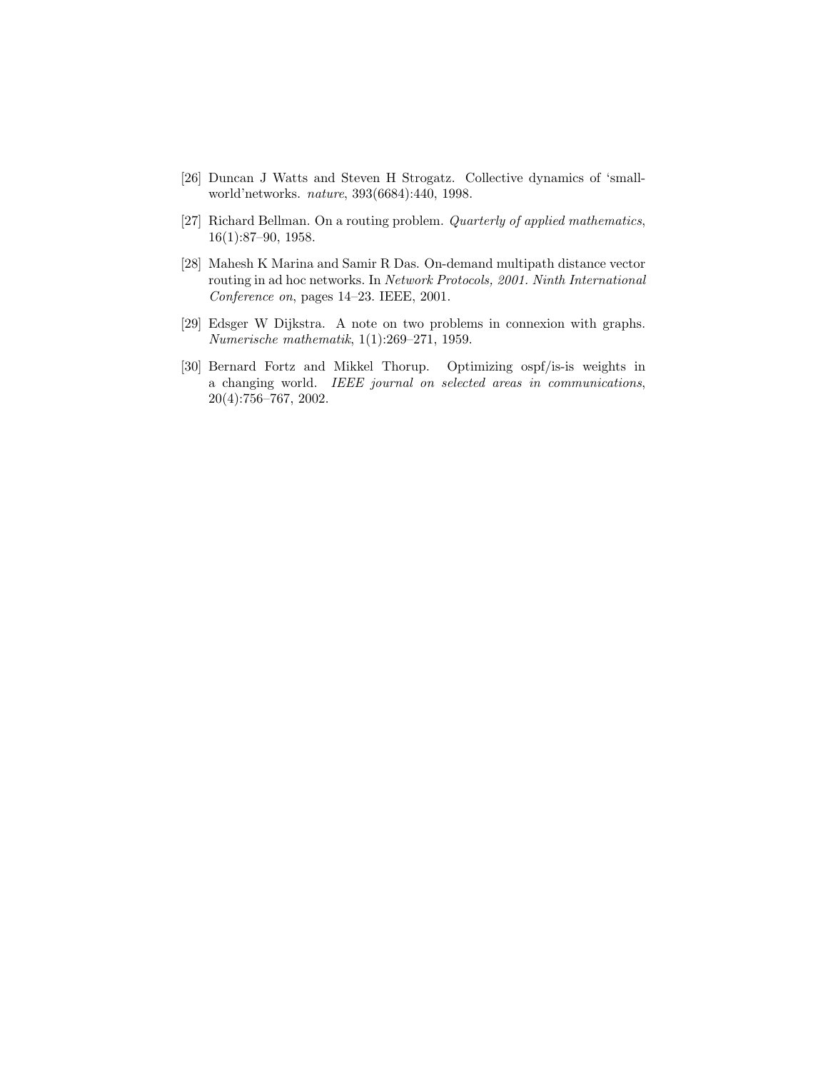[26] Duncan J Watts and Steven H Strogatz. Collective dynamics of 'small-world'networks. *nature*, 393(6684):440, 1998.

[27] Richard Bellman. On a routing problem. *Quarterly of applied mathematics*, 16(1):87–90, 1958.

[28] Mahesh K Marina and Samir R Das. On-demand multipath distance vector routing in ad hoc networks. In *Network Protocols, 2001. Ninth International Conference on*, pages 14–23. IEEE, 2001.

[29] Edsger W Dijkstra. A note on two problems in connexion with graphs. *Numerische mathematik*, 1(1):269–271, 1959.

[30] Bernard Fortz and Mikkel Thorup. Optimizing ospf/is-is weights in a changing world. *IEEE journal on selected areas in communications*, 20(4):756–767, 2002.